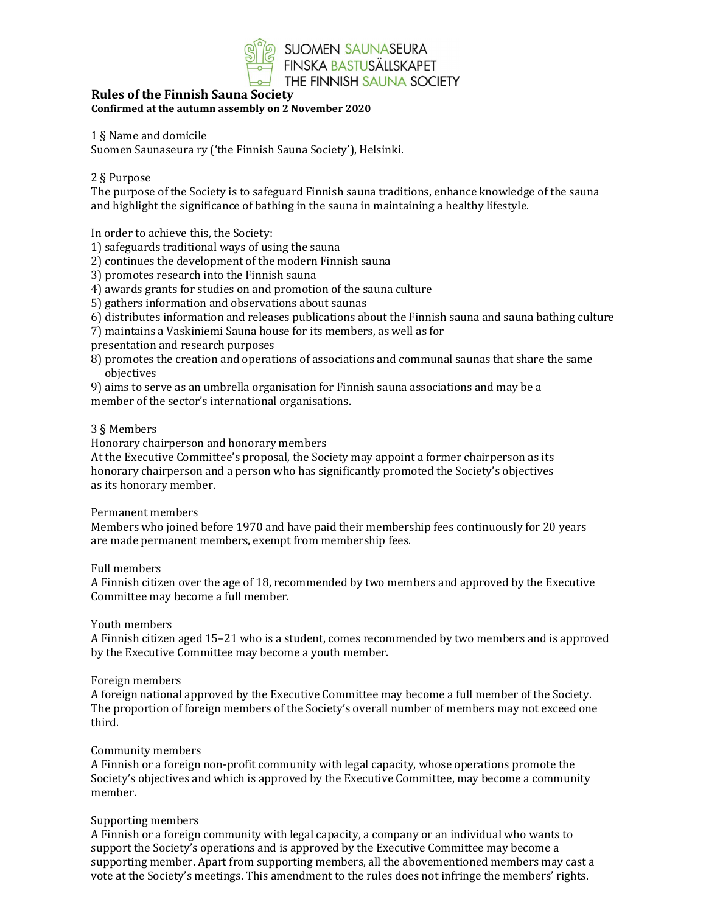SUOMEN SAUNASEURA
FINSKA BASTUSÄLLSKAPET
THE FINNISH SAUNA SOCIETY

# Rules of the Finnish Sauna Society

**Confirmed at the autumn assembly on 2 November 2020**

1 § Name and domicile

Suomen Saunaseura ry ('the Finnish Sauna Society'), Helsinki.

2 § Purpose

The purpose of the Society is to safeguard Finnish sauna traditions, enhance knowledge of the sauna and highlight the significance of bathing in the sauna in maintaining a healthy lifestyle.

In order to achieve this, the Society:

1) safeguards traditional ways of using the sauna
2) continues the development of the modern Finnish sauna
3) promotes research into the Finnish sauna
4) awards grants for studies on and promotion of the sauna culture
5) gathers information and observations about saunas
6) distributes information and releases publications about the Finnish sauna and sauna bathing culture
7) maintains a Vaskiniemi Sauna house for its members, as well as for presentation and research purposes
8) promotes the creation and operations of associations and communal saunas that share the same objectives
9) aims to serve as an umbrella organisation for Finnish sauna associations and may be a member of the sector's international organisations.

3 § Members

Honorary chairperson and honorary members

At the Executive Committee's proposal, the Society may appoint a former chairperson as its honorary chairperson and a person who has significantly promoted the Society's objectives as its honorary member.

Permanent members

Members who joined before 1970 and have paid their membership fees continuously for 20 years are made permanent members, exempt from membership fees.

Full members

A Finnish citizen over the age of 18, recommended by two members and approved by the Executive Committee may become a full member.

Youth members

A Finnish citizen aged 15–21 who is a student, comes recommended by two members and is approved by the Executive Committee may become a youth member.

Foreign members

A foreign national approved by the Executive Committee may become a full member of the Society. The proportion of foreign members of the Society's overall number of members may not exceed one third.

Community members

A Finnish or a foreign non-profit community with legal capacity, whose operations promote the Society's objectives and which is approved by the Executive Committee, may become a community member.

Supporting members

A Finnish or a foreign community with legal capacity, a company or an individual who wants to support the Society's operations and is approved by the Executive Committee may become a supporting member. Apart from supporting members, all the abovementioned members may cast a vote at the Society's meetings. This amendment to the rules does not infringe the members' rights.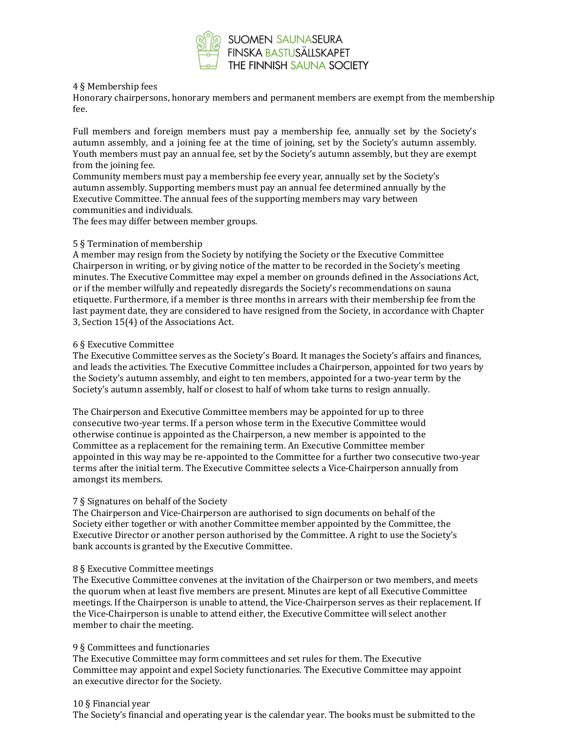### 4 § Membership fees

Honorary chairpersons, honorary members and permanent members are exempt from the membership fee.

Full members and foreign members must pay a membership fee, annually set by the Society's autumn assembly, and a joining fee at the time of joining, set by the Society's autumn assembly. Youth members must pay an annual fee, set by the Society's autumn assembly, but they are exempt from the joining fee.
Community members must pay a membership fee every year, annually set by the Society's autumn assembly. Supporting members must pay an annual fee determined annually by the Executive Committee. The annual fees of the supporting members may vary between communities and individuals.
The fees may differ between member groups.

### 5 § Termination of membership

A member may resign from the Society by notifying the Society or the Executive Committee Chairperson in writing, or by giving notice of the matter to be recorded in the Society's meeting minutes. The Executive Committee may expel a member on grounds defined in the Associations Act, or if the member wilfully and repeatedly disregards the Society's recommendations on sauna etiquette. Furthermore, if a member is three months in arrears with their membership fee from the last payment date, they are considered to have resigned from the Society, in accordance with Chapter 3, Section 15(4) of the Associations Act.

### 6 § Executive Committee

The Executive Committee serves as the Society's Board. It manages the Society's affairs and finances, and leads the activities. The Executive Committee includes a Chairperson, appointed for two years by the Society's autumn assembly, and eight to ten members, appointed for a two-year term by the Society's autumn assembly, half or closest to half of whom take turns to resign annually.

The Chairperson and Executive Committee members may be appointed for up to three consecutive two-year terms. If a person whose term in the Executive Committee would otherwise continue is appointed as the Chairperson, a new member is appointed to the Committee as a replacement for the remaining term. An Executive Committee member appointed in this way may be re-appointed to the Committee for a further two consecutive two-year terms after the initial term. The Executive Committee selects a Vice-Chairperson annually from amongst its members.

### 7 § Signatures on behalf of the Society

The Chairperson and Vice-Chairperson are authorised to sign documents on behalf of the Society either together or with another Committee member appointed by the Committee, the Executive Director or another person authorised by the Committee. A right to use the Society's bank accounts is granted by the Executive Committee.

### 8 § Executive Committee meetings

The Executive Committee convenes at the invitation of the Chairperson or two members, and meets the quorum when at least five members are present. Minutes are kept of all Executive Committee meetings. If the Chairperson is unable to attend, the Vice-Chairperson serves as their replacement. If the Vice-Chairperson is unable to attend either, the Executive Committee will select another member to chair the meeting.

### 9 § Committees and functionaries

The Executive Committee may form committees and set rules for them. The Executive Committee may appoint and expel Society functionaries. The Executive Committee may appoint an executive director for the Society.

### 10 § Financial year

The Society's financial and operating year is the calendar year. The books must be submitted to the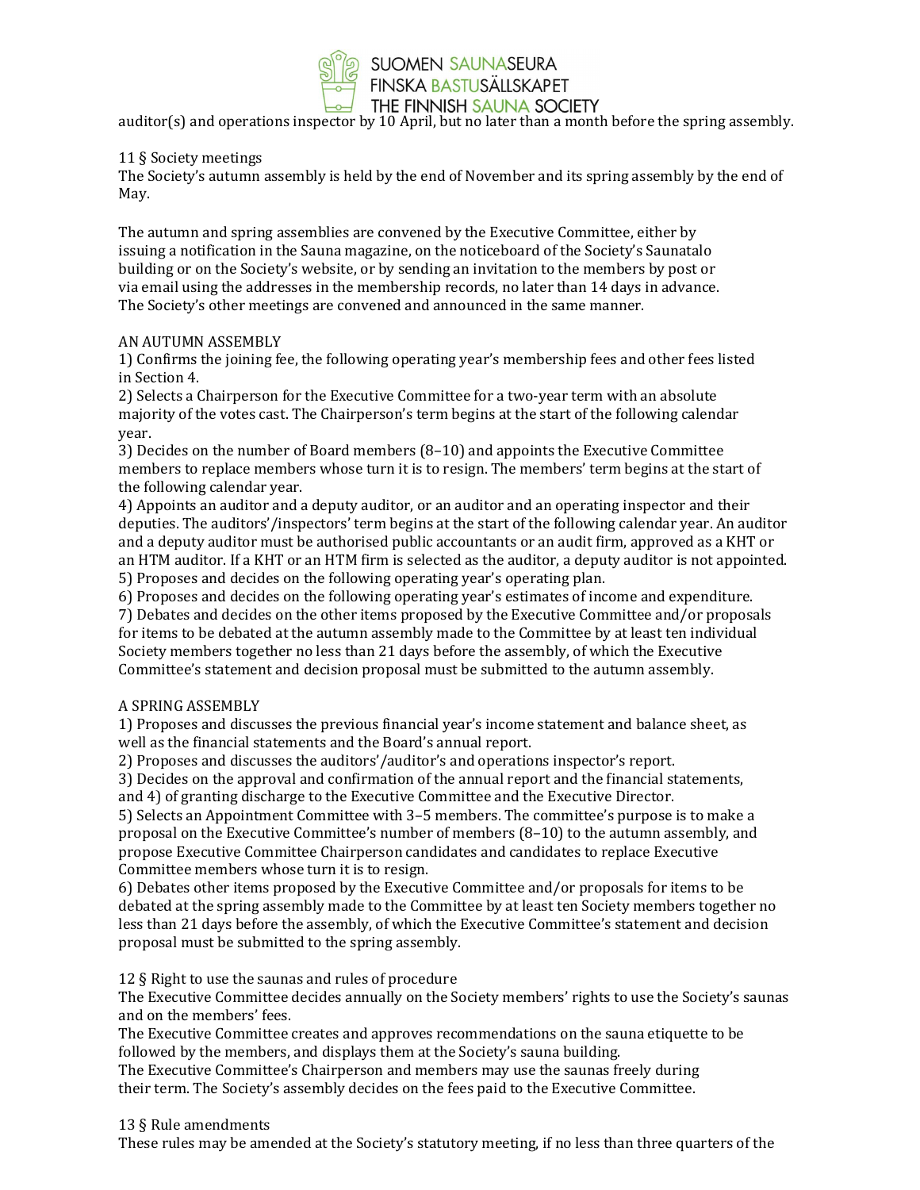auditor(s) and operations inspector by 10 April, but no later than a month before the spring assembly.

## 11 § Society meetings

The Society's autumn assembly is held by the end of November and its spring assembly by the end of May.

The autumn and spring assemblies are convened by the Executive Committee, either by issuing a notification in the Sauna magazine, on the noticeboard of the Society's Saunatalo building or on the Society's website, or by sending an invitation to the members by post or via email using the addresses in the membership records, no later than 14 days in advance. The Society's other meetings are convened and announced in the same manner.

### AN AUTUMN ASSEMBLY

1) Confirms the joining fee, the following operating year's membership fees and other fees listed in Section 4.
2) Selects a Chairperson for the Executive Committee for a two-year term with an absolute majority of the votes cast. The Chairperson's term begins at the start of the following calendar year.
3) Decides on the number of Board members (8–10) and appoints the Executive Committee members to replace members whose turn it is to resign. The members' term begins at the start of the following calendar year.
4) Appoints an auditor and a deputy auditor, or an auditor and an operating inspector and their deputies. The auditors'/inspectors' term begins at the start of the following calendar year. An auditor and a deputy auditor must be authorised public accountants or an audit firm, approved as a KHT or an HTM auditor. If a KHT or an HTM firm is selected as the auditor, a deputy auditor is not appointed.
5) Proposes and decides on the following operating year's operating plan.
6) Proposes and decides on the following operating year's estimates of income and expenditure.
7) Debates and decides on the other items proposed by the Executive Committee and/or proposals for items to be debated at the autumn assembly made to the Committee by at least ten individual Society members together no less than 21 days before the assembly, of which the Executive Committee's statement and decision proposal must be submitted to the autumn assembly.

### A SPRING ASSEMBLY

1) Proposes and discusses the previous financial year's income statement and balance sheet, as well as the financial statements and the Board's annual report.
2) Proposes and discusses the auditors'/auditor's and operations inspector's report.
3) Decides on the approval and confirmation of the annual report and the financial statements, and 4) of granting discharge to the Executive Committee and the Executive Director.
5) Selects an Appointment Committee with 3–5 members. The committee's purpose is to make a proposal on the Executive Committee's number of members (8–10) to the autumn assembly, and propose Executive Committee Chairperson candidates and candidates to replace Executive Committee members whose turn it is to resign.
6) Debates other items proposed by the Executive Committee and/or proposals for items to be debated at the spring assembly made to the Committee by at least ten Society members together no less than 21 days before the assembly, of which the Executive Committee's statement and decision proposal must be submitted to the spring assembly.

## 12 § Right to use the saunas and rules of procedure

The Executive Committee decides annually on the Society members' rights to use the Society's saunas and on the members' fees.
The Executive Committee creates and approves recommendations on the sauna etiquette to be followed by the members, and displays them at the Society's sauna building.
The Executive Committee's Chairperson and members may use the saunas freely during their term. The Society's assembly decides on the fees paid to the Executive Committee.

## 13 § Rule amendments

These rules may be amended at the Society's statutory meeting, if no less than three quarters of the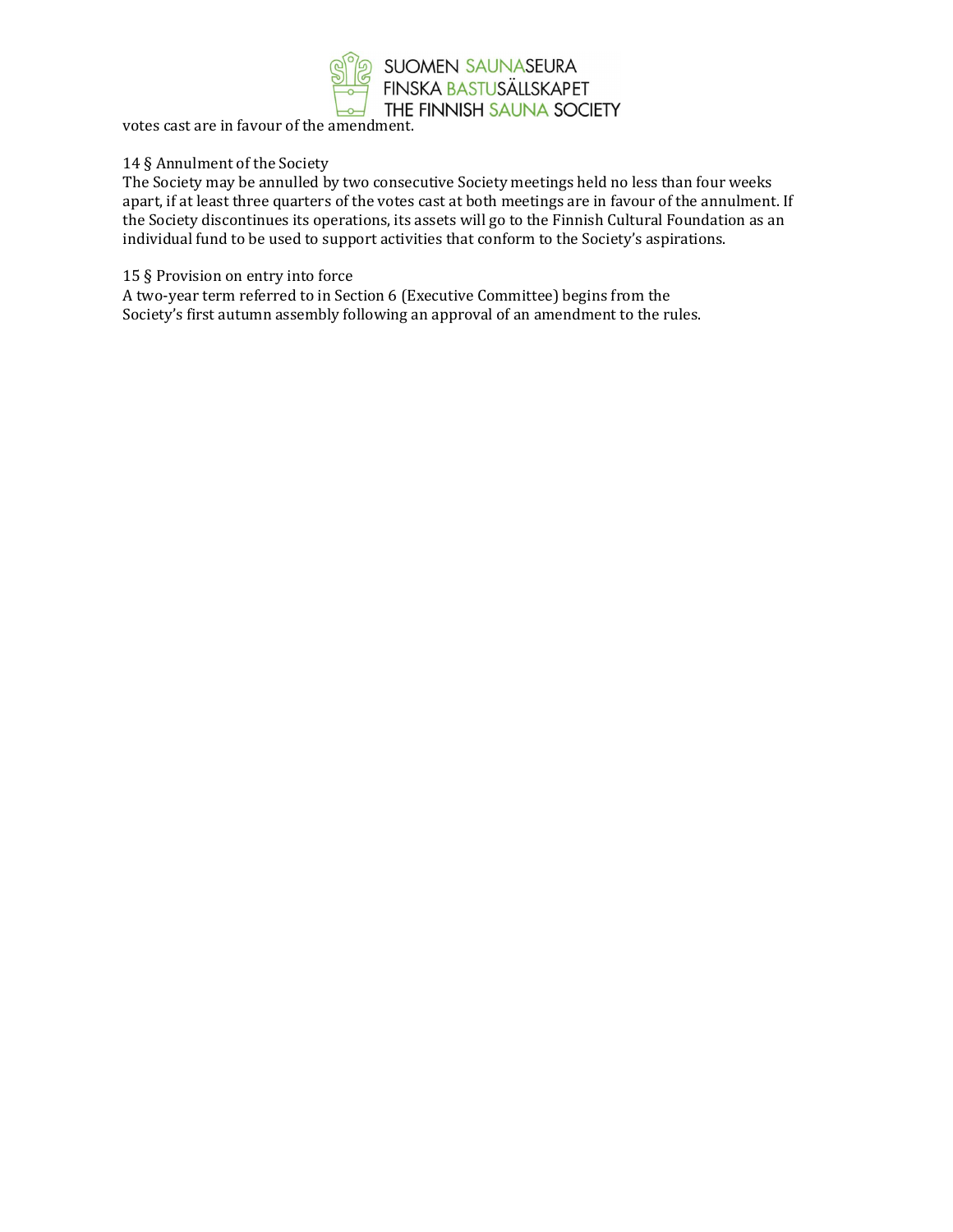votes cast are in favour of the amendment.

14 § Annulment of the Society
The Society may be annulled by two consecutive Society meetings held no less than four weeks apart, if at least three quarters of the votes cast at both meetings are in favour of the annulment. If the Society discontinues its operations, its assets will go to the Finnish Cultural Foundation as an individual fund to be used to support activities that conform to the Society's aspirations.

15 § Provision on entry into force
A two-year term referred to in Section 6 (Executive Committee) begins from the Society's first autumn assembly following an approval of an amendment to the rules.